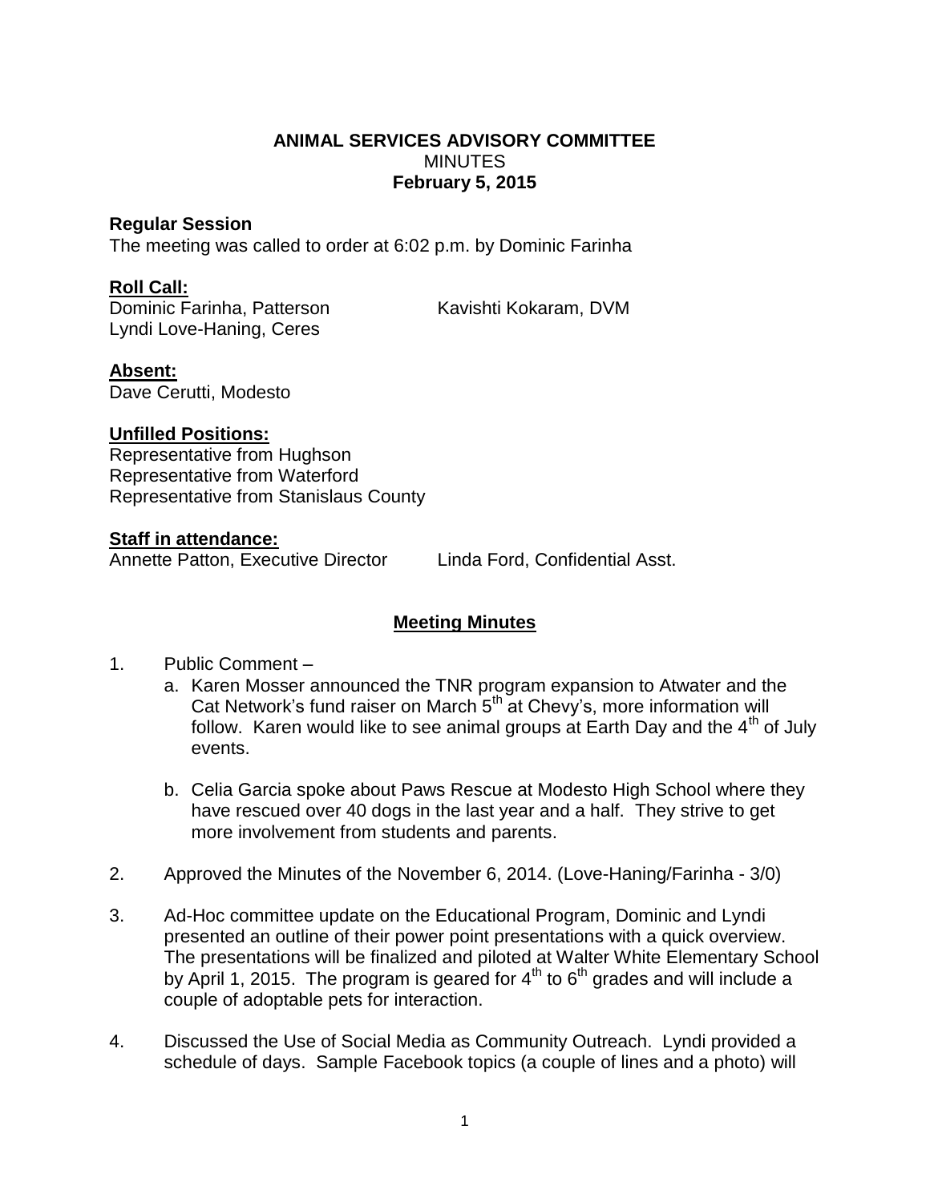**ANIMAL SERVICES ADVISORY COMMITTEE**
MINUTES
**February 5, 2015**

**Regular Session**
The meeting was called to order at 6:02 p.m. by Dominic Farinha

**Roll Call:**
Dominic Farinha, Patterson
Kavishti Kokaram, DVM
Lyndi Love-Haning, Ceres

**Absent:**
Dave Cerutti, Modesto

**Unfilled Positions:**
Representative from Hughson
Representative from Waterford
Representative from Stanislaus County

**Staff in attendance:**
Annette Patton, Executive Director
Linda Ford, Confidential Asst.

**Meeting Minutes**

1. Public Comment –
   a. Karen Mosser announced the TNR program expansion to Atwater and the Cat Network's fund raiser on March 5th at Chevy's, more information will follow. Karen would like to see animal groups at Earth Day and the 4th of July events.

   b. Celia Garcia spoke about Paws Rescue at Modesto High School where they have rescued over 40 dogs in the last year and a half. They strive to get more involvement from students and parents.

2. Approved the Minutes of the November 6, 2014. (Love-Haning/Farinha - 3/0)

3. Ad-Hoc committee update on the Educational Program, Dominic and Lyndi presented an outline of their power point presentations with a quick overview. The presentations will be finalized and piloted at Walter White Elementary School by April 1, 2015. The program is geared for 4th to 6th grades and will include a couple of adoptable pets for interaction.

4. Discussed the Use of Social Media as Community Outreach. Lyndi provided a schedule of days. Sample Facebook topics (a couple of lines and a photo) will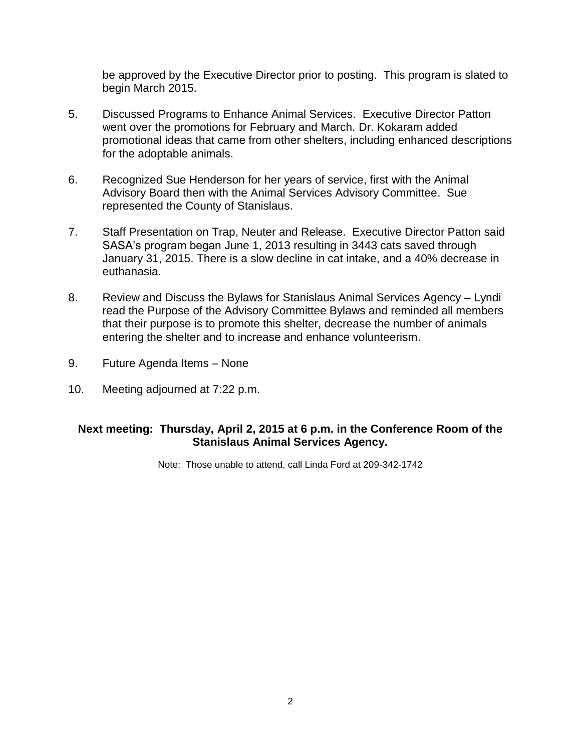be approved by the Executive Director prior to posting. This program is slated to begin March 2015.

5. Discussed Programs to Enhance Animal Services. Executive Director Patton went over the promotions for February and March. Dr. Kokaram added promotional ideas that came from other shelters, including enhanced descriptions for the adoptable animals.

6. Recognized Sue Henderson for her years of service, first with the Animal Advisory Board then with the Animal Services Advisory Committee. Sue represented the County of Stanislaus.

7. Staff Presentation on Trap, Neuter and Release. Executive Director Patton said SASA's program began June 1, 2013 resulting in 3443 cats saved through January 31, 2015. There is a slow decline in cat intake, and a 40% decrease in euthanasia.

8. Review and Discuss the Bylaws for Stanislaus Animal Services Agency – Lyndi read the Purpose of the Advisory Committee Bylaws and reminded all members that their purpose is to promote this shelter, decrease the number of animals entering the shelter and to increase and enhance volunteerism.

9. Future Agenda Items – None

10. Meeting adjourned at 7:22 p.m.

**Next meeting: Thursday, April 2, 2015 at 6 p.m. in the Conference Room of the Stanislaus Animal Services Agency.**

Note: Those unable to attend, call Linda Ford at 209-342-1742